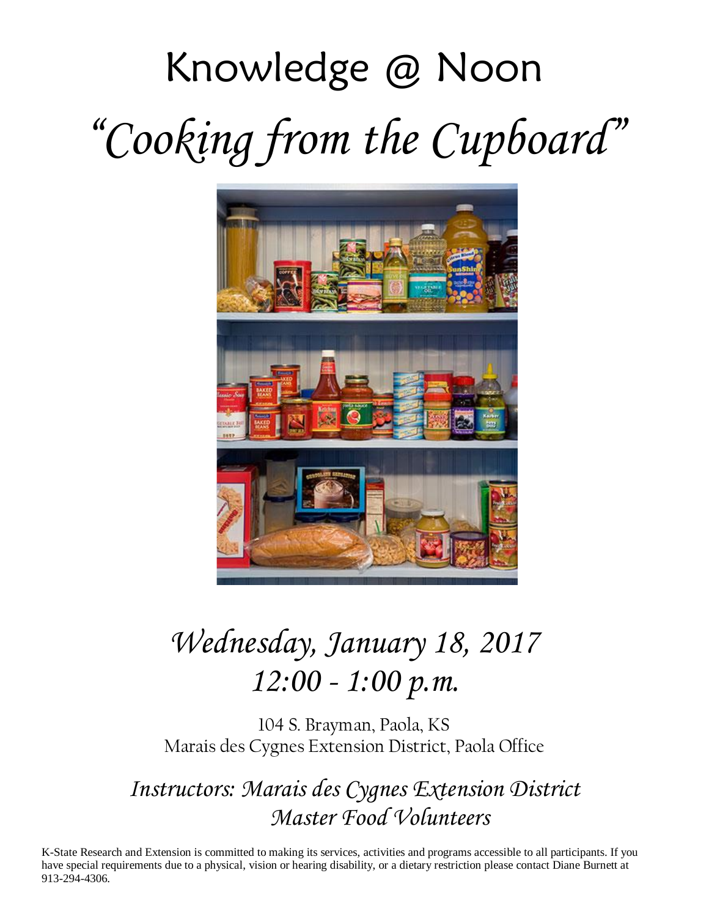# Knowledge @ Noon

# *"Cooking from the Cupboard"*

## *Wednesday, January 18, 2017*
## *12:00 - 1:00 p.m.*

104 S. Brayman, Paola, KS
Marais des Cygnes Extension District, Paola Office

*Instructors: Marais des Cygnes Extension District Master Food Volunteers*

K-State Research and Extension is committed to making its services, activities and programs accessible to all participants. If you have special requirements due to a physical, vision or hearing disability, or a dietary restriction please contact Diane Burnett at 913-294-4306.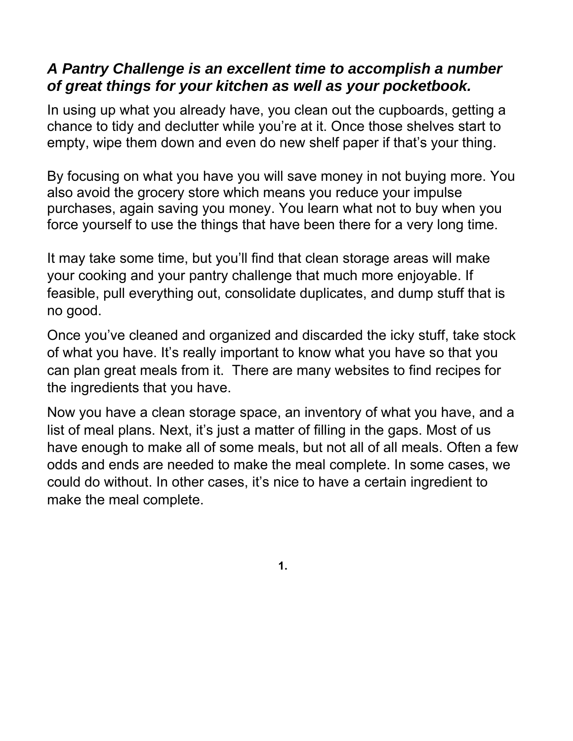***A Pantry Challenge is an excellent time to accomplish a number of great things for your kitchen as well as your pocketbook.***

In using up what you already have, you clean out the cupboards, getting a chance to tidy and declutter while you're at it. Once those shelves start to empty, wipe them down and even do new shelf paper if that's your thing.

By focusing on what you have you will save money in not buying more. You also avoid the grocery store which means you reduce your impulse purchases, again saving you money. You learn what not to buy when you force yourself to use the things that have been there for a very long time.

It may take some time, but you'll find that clean storage areas will make your cooking and your pantry challenge that much more enjoyable. If feasible, pull everything out, consolidate duplicates, and dump stuff that is no good.

Once you've cleaned and organized and discarded the icky stuff, take stock of what you have. It's really important to know what you have so that you can plan great meals from it. There are many websites to find recipes for the ingredients that you have.

Now you have a clean storage space, an inventory of what you have, and a list of meal plans. Next, it's just a matter of filling in the gaps. Most of us have enough to make all of some meals, but not all of all meals. Often a few odds and ends are needed to make the meal complete. In some cases, we could do without. In other cases, it's nice to have a certain ingredient to make the meal complete.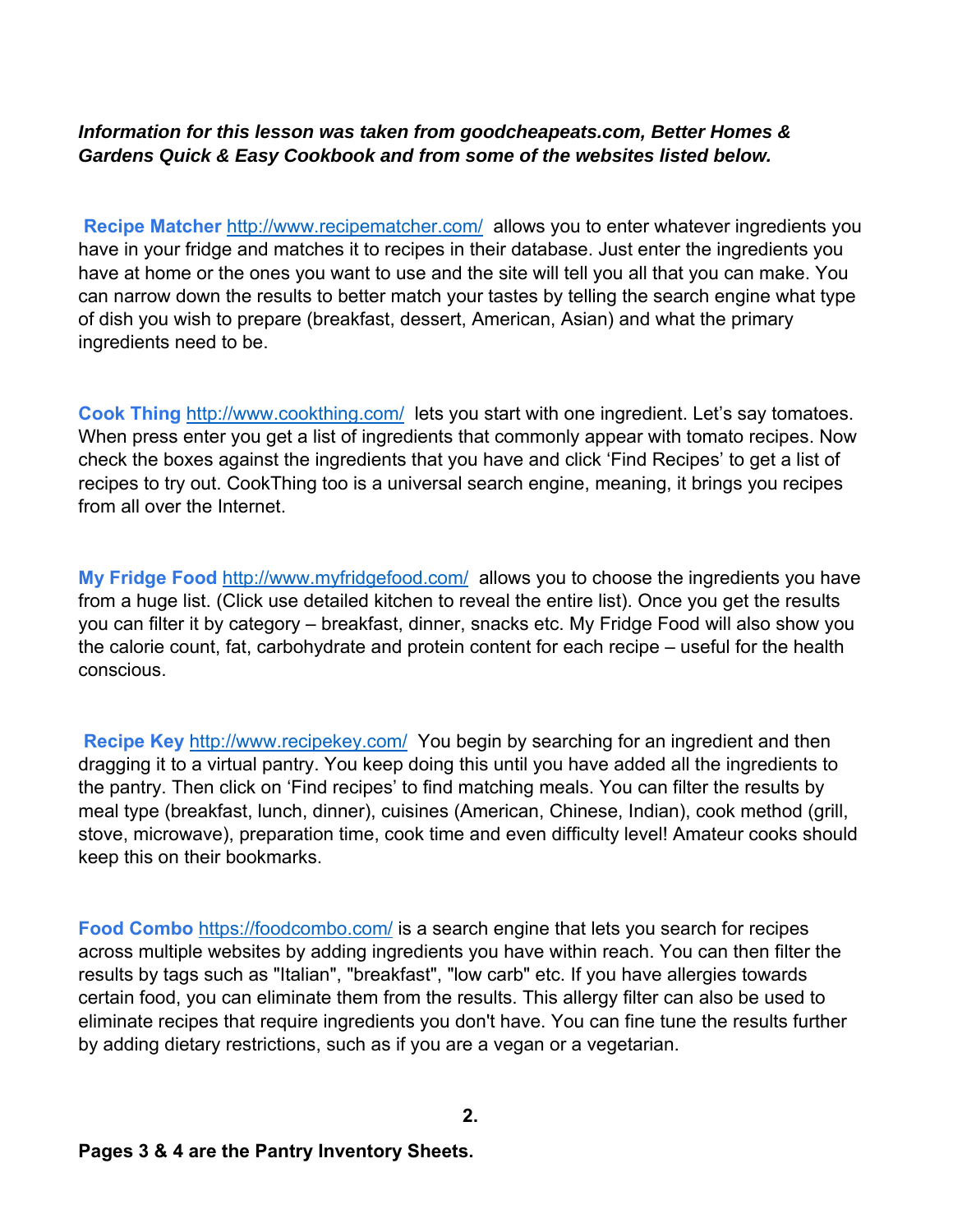***Information for this lesson was taken from goodcheapeats.com, Better Homes & Gardens Quick & Easy Cookbook and from some of the websites listed below.***

**Recipe Matcher** [http://www.recipematcher.com/](http://www.recipematcher.com/) allows you to enter whatever ingredients you have in your fridge and matches it to recipes in their database. Just enter the ingredients you have at home or the ones you want to use and the site will tell you all that you can make. You can narrow down the results to better match your tastes by telling the search engine what type of dish you wish to prepare (breakfast, dessert, American, Asian) and what the primary ingredients need to be.

**Cook Thing** [http://www.cookthing.com/](http://www.cookthing.com/) lets you start with one ingredient. Let's say tomatoes. When press enter you get a list of ingredients that commonly appear with tomato recipes. Now check the boxes against the ingredients that you have and click 'Find Recipes' to get a list of recipes to try out. CookThing too is a universal search engine, meaning, it brings you recipes from all over the Internet.

**My Fridge Food** [http://www.myfridgefood.com/](http://www.myfridgefood.com/) allows you to choose the ingredients you have from a huge list. (Click use detailed kitchen to reveal the entire list). Once you get the results you can filter it by category – breakfast, dinner, snacks etc. My Fridge Food will also show you the calorie count, fat, carbohydrate and protein content for each recipe – useful for the health conscious.

**Recipe Key** [http://www.recipekey.com/](http://www.recipekey.com/) You begin by searching for an ingredient and then dragging it to a virtual pantry. You keep doing this until you have added all the ingredients to the pantry. Then click on 'Find recipes' to find matching meals. You can filter the results by meal type (breakfast, lunch, dinner), cuisines (American, Chinese, Indian), cook method (grill, stove, microwave), preparation time, cook time and even difficulty level! Amateur cooks should keep this on their bookmarks.

**Food Combo** [https://foodcombo.com/](https://foodcombo.com/) is a search engine that lets you search for recipes across multiple websites by adding ingredients you have within reach. You can then filter the results by tags such as "Italian", "breakfast", "low carb" etc. If you have allergies towards certain food, you can eliminate them from the results. This allergy filter can also be used to eliminate recipes that require ingredients you don't have. You can fine tune the results further by adding dietary restrictions, such as if you are a vegan or a vegetarian.

**Pages 3 & 4 are the Pantry Inventory Sheets.**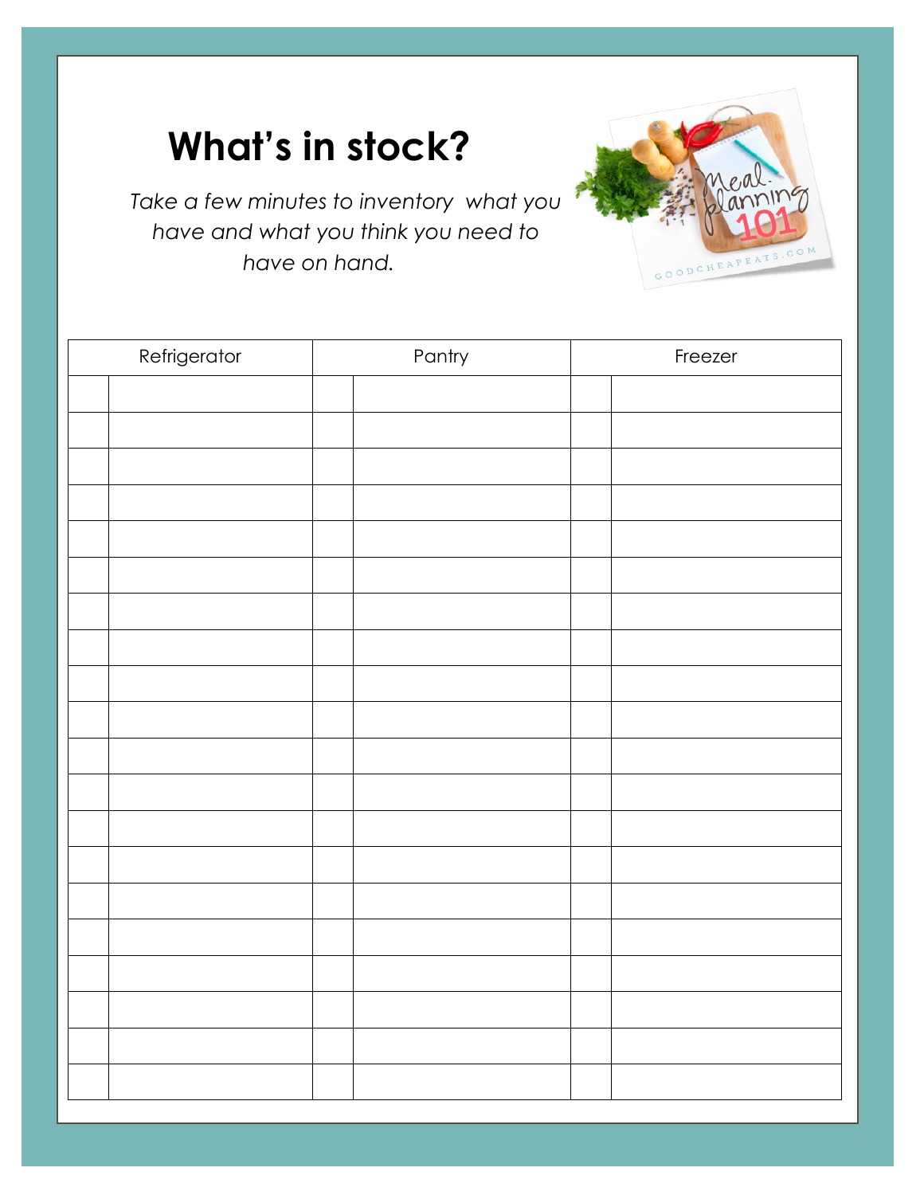# What's in stock?

*Take a few minutes to inventory what you have and what you think you need to have on hand.*

| Refrigerator | | Pantry | | Freezer | |
|---|---|---|---|---|---|
| | | | | | |
| | | | | | |
| | | | | | |
| | | | | | |
| | | | | | |
| | | | | | |
| | | | | | |
| | | | | | |
| | | | | | |
| | | | | | |
| | | | | | |
| | | | | | |
| | | | | | |
| | | | | | |
| | | | | | |
| | | | | | |
| | | | | | |
| | | | | | |
| | | | | | |
| | | | | | |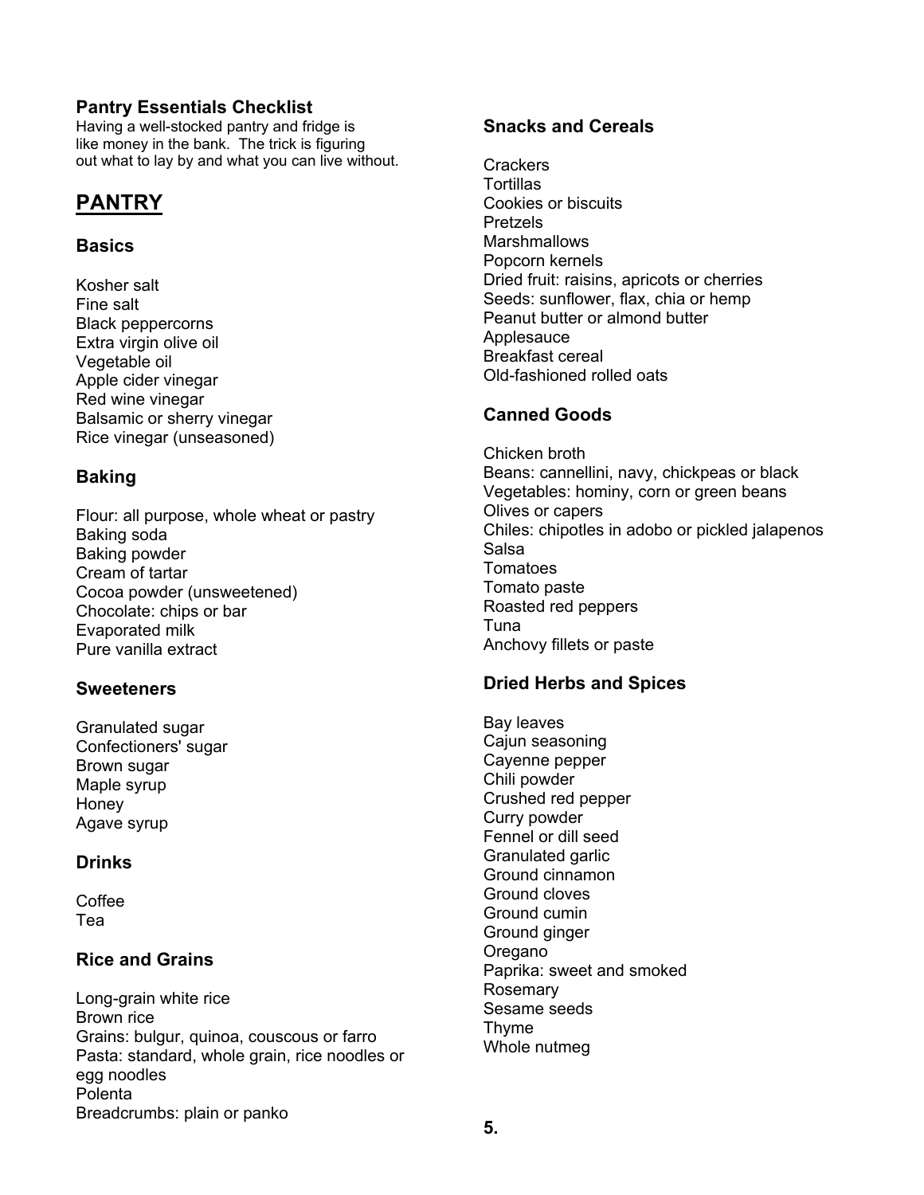**Pantry Essentials Checklist**

Having a well-stocked pantry and fridge is like money in the bank. The trick is figuring out what to lay by and what you can live without.

# PANTRY

### Basics

Kosher salt
Fine salt
Black peppercorns
Extra virgin olive oil
Vegetable oil
Apple cider vinegar
Red wine vinegar
Balsamic or sherry vinegar
Rice vinegar (unseasoned)

### Baking

Flour: all purpose, whole wheat or pastry
Baking soda
Baking powder
Cream of tartar
Cocoa powder (unsweetened)
Chocolate: chips or bar
Evaporated milk
Pure vanilla extract

### Sweeteners

Granulated sugar
Confectioners' sugar
Brown sugar
Maple syrup
Honey
Agave syrup

### Drinks

Coffee
Tea

### Rice and Grains

Long-grain white rice
Brown rice
Grains: bulgur, quinoa, couscous or farro
Pasta: standard, whole grain, rice noodles or egg noodles
Polenta
Breadcrumbs: plain or panko

### Snacks and Cereals

Crackers
Tortillas
Cookies or biscuits
Pretzels
Marshmallows
Popcorn kernels
Dried fruit: raisins, apricots or cherries
Seeds: sunflower, flax, chia or hemp
Peanut butter or almond butter
Applesauce
Breakfast cereal
Old-fashioned rolled oats

### Canned Goods

Chicken broth
Beans: cannellini, navy, chickpeas or black
Vegetables: hominy, corn or green beans
Olives or capers
Chiles: chipotles in adobo or pickled jalapenos
Salsa
Tomatoes
Tomato paste
Roasted red peppers
Tuna
Anchovy fillets or paste

### Dried Herbs and Spices

Bay leaves
Cajun seasoning
Cayenne pepper
Chili powder
Crushed red pepper
Curry powder
Fennel or dill seed
Granulated garlic
Ground cinnamon
Ground cloves
Ground cumin
Ground ginger
Oregano
Paprika: sweet and smoked
Rosemary
Sesame seeds
Thyme
Whole nutmeg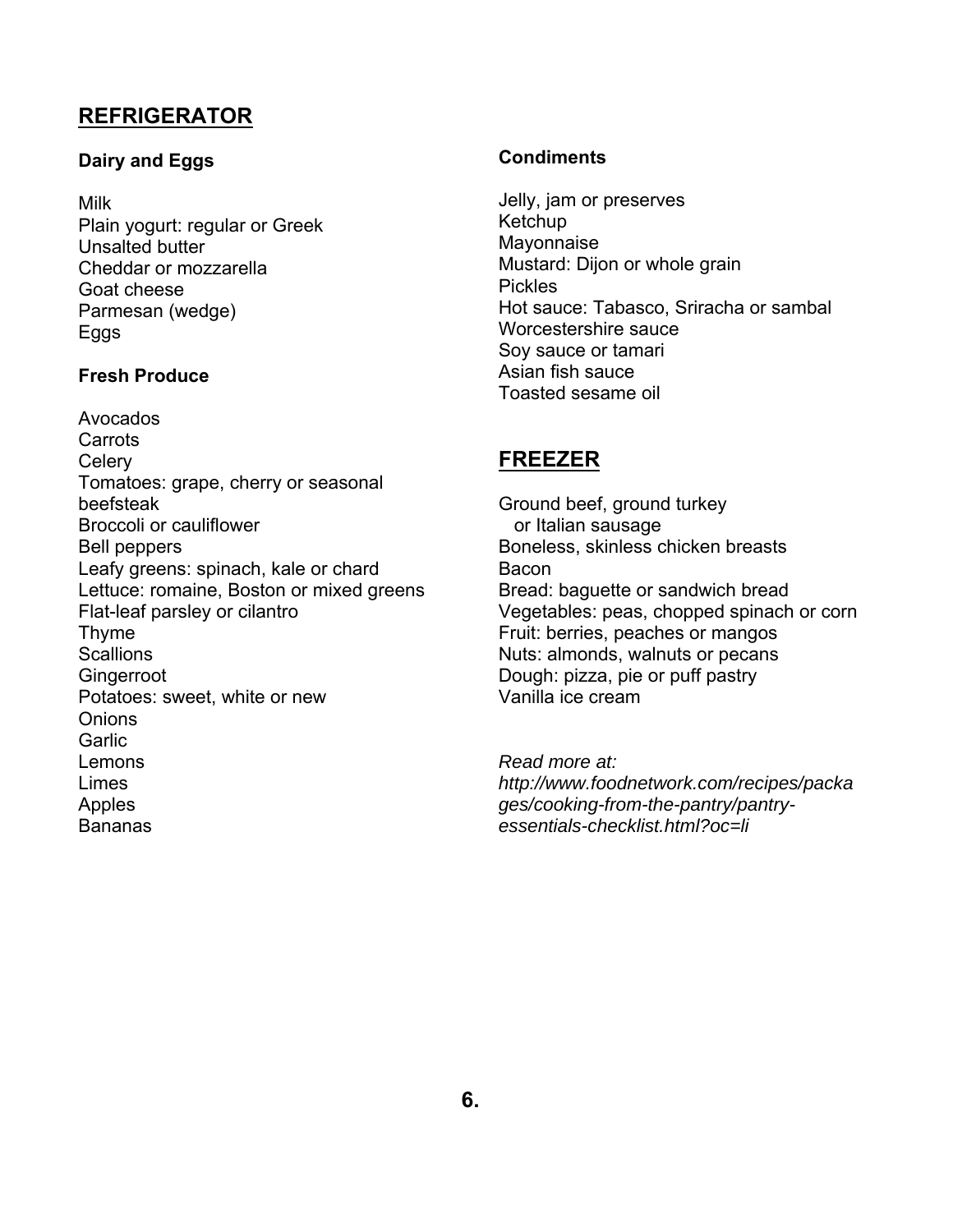## REFRIGERATOR

### Dairy and Eggs

Milk
Plain yogurt: regular or Greek
Unsalted butter
Cheddar or mozzarella
Goat cheese
Parmesan (wedge)
Eggs

### Fresh Produce

Avocados
Carrots
Celery
Tomatoes: grape, cherry or seasonal beefsteak
Broccoli or cauliflower
Bell peppers
Leafy greens: spinach, kale or chard
Lettuce: romaine, Boston or mixed greens
Flat-leaf parsley or cilantro
Thyme
Scallions
Gingerroot
Potatoes: sweet, white or new
Onions
Garlic
Lemons
Limes
Apples
Bananas

### Condiments

Jelly, jam or preserves
Ketchup
Mayonnaise
Mustard: Dijon or whole grain
Pickles
Hot sauce: Tabasco, Sriracha or sambal
Worcestershire sauce
Soy sauce or tamari
Asian fish sauce
Toasted sesame oil

## FREEZER

Ground beef, ground turkey or Italian sausage
Boneless, skinless chicken breasts
Bacon
Bread: baguette or sandwich bread
Vegetables: peas, chopped spinach or corn
Fruit: berries, peaches or mangos
Nuts: almonds, walnuts or pecans
Dough: pizza, pie or puff pastry
Vanilla ice cream

*Read more at: http://www.foodnetwork.com/recipes/packages/cooking-from-the-pantry/pantry-essentials-checklist.html?oc=li*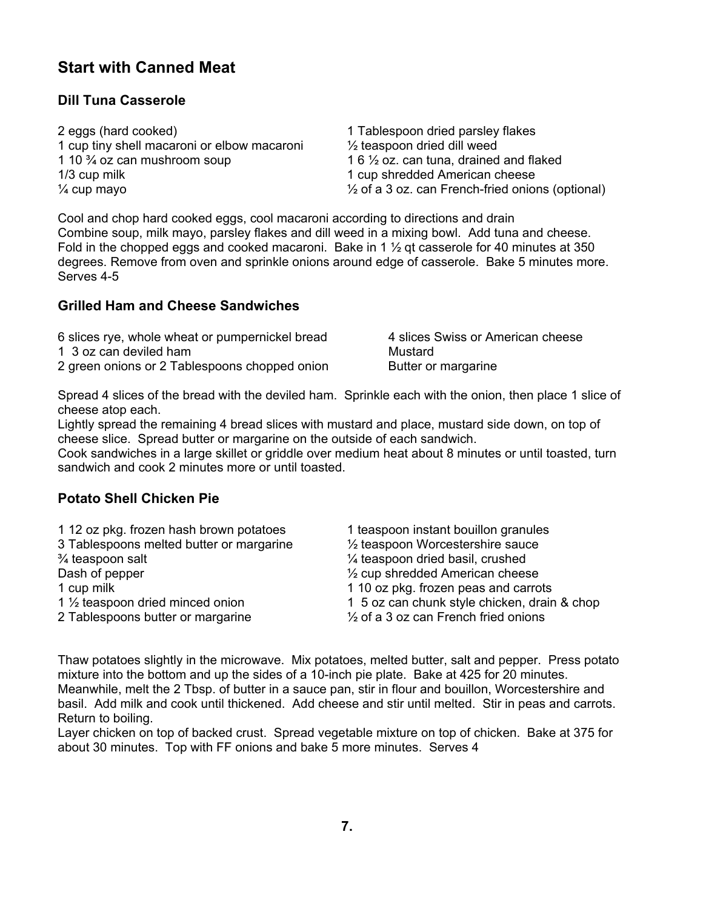## Start with Canned Meat

### Dill Tuna Casserole

- 2 eggs (hard cooked)
- 1 cup tiny shell macaroni or elbow macaroni
- 1 10 ¾ oz can mushroom soup
- 1/3 cup milk
- ¼ cup mayo
- 1 Tablespoon dried parsley flakes
- ½ teaspoon dried dill weed
- 1 6 ½ oz. can tuna, drained and flaked
- 1 cup shredded American cheese
- ½ of a 3 oz. can French-fried onions (optional)

Cool and chop hard cooked eggs, cool macaroni according to directions and drain
Combine soup, milk mayo, parsley flakes and dill weed in a mixing bowl. Add tuna and cheese. Fold in the chopped eggs and cooked macaroni. Bake in 1 ½ qt casserole for 40 minutes at 350 degrees. Remove from oven and sprinkle onions around edge of casserole. Bake 5 minutes more. Serves 4-5

### Grilled Ham and Cheese Sandwiches

- 6 slices rye, whole wheat or pumpernickel bread
- 1 3 oz can deviled ham
- 2 green onions or 2 Tablespoons chopped onion
- 4 slices Swiss or American cheese
- Mustard
- Butter or margarine

Spread 4 slices of the bread with the deviled ham. Sprinkle each with the onion, then place 1 slice of cheese atop each.
Lightly spread the remaining 4 bread slices with mustard and place, mustard side down, on top of cheese slice. Spread butter or margarine on the outside of each sandwich.
Cook sandwiches in a large skillet or griddle over medium heat about 8 minutes or until toasted, turn sandwich and cook 2 minutes more or until toasted.

### Potato Shell Chicken Pie

- 1 12 oz pkg. frozen hash brown potatoes
- 3 Tablespoons melted butter or margarine
- ¾ teaspoon salt
- Dash of pepper
- 1 cup milk
- 1 ½ teaspoon dried minced onion
- 2 Tablespoons butter or margarine
- 1 teaspoon instant bouillon granules
- ½ teaspoon Worcestershire sauce
- ¼ teaspoon dried basil, crushed
- ½ cup shredded American cheese
- 1 10 oz pkg. frozen peas and carrots
- 1 5 oz can chunk style chicken, drain & chop
- ½ of a 3 oz can French fried onions

Thaw potatoes slightly in the microwave. Mix potatoes, melted butter, salt and pepper. Press potato mixture into the bottom and up the sides of a 10-inch pie plate. Bake at 425 for 20 minutes. Meanwhile, melt the 2 Tbsp. of butter in a sauce pan, stir in flour and bouillon, Worcestershire and basil. Add milk and cook until thickened. Add cheese and stir until melted. Stir in peas and carrots. Return to boiling.
Layer chicken on top of backed crust. Spread vegetable mixture on top of chicken. Bake at 375 for about 30 minutes. Top with FF onions and bake 5 more minutes. Serves 4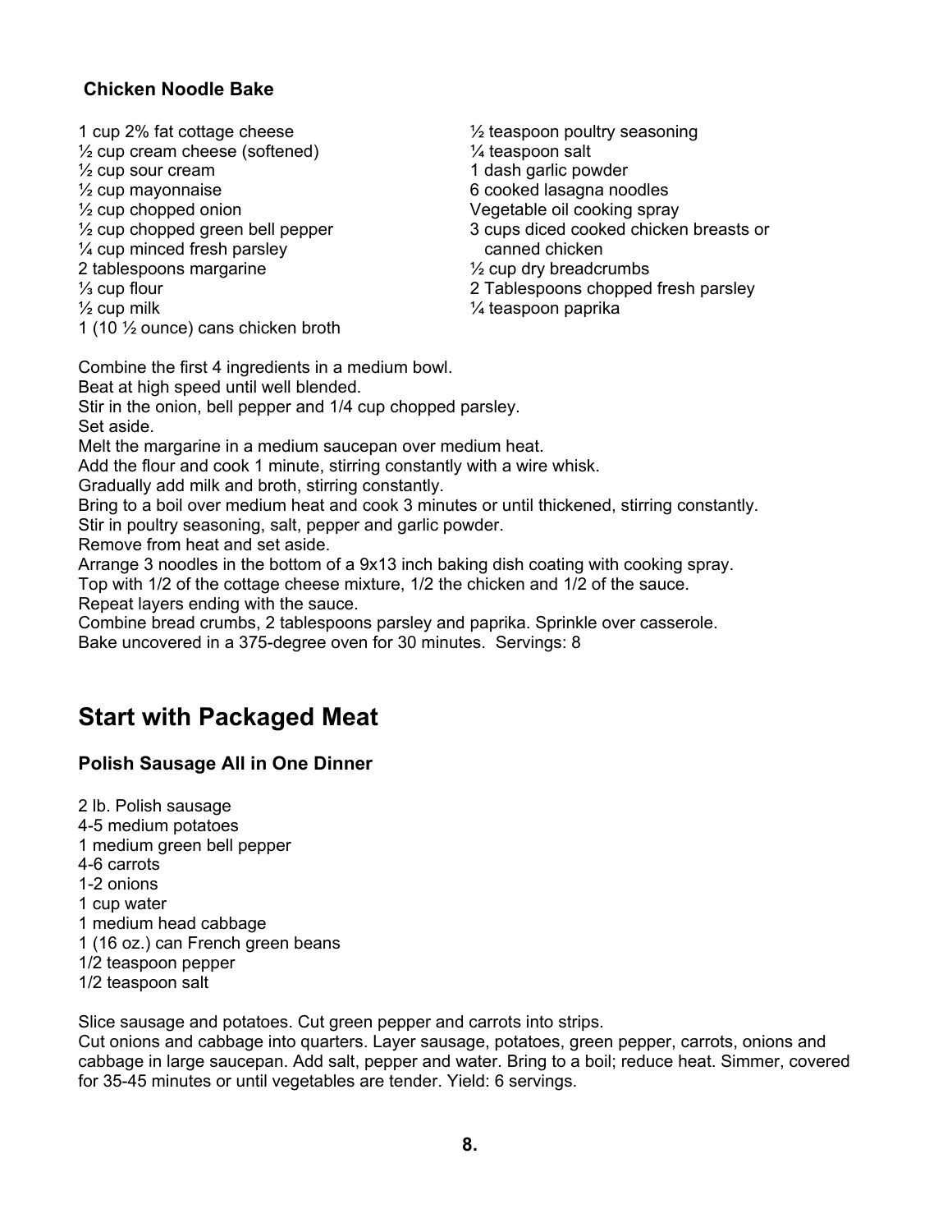### Chicken Noodle Bake

1 cup 2% fat cottage cheese
½ cup cream cheese (softened)
½ cup sour cream
½ cup mayonnaise
½ cup chopped onion
½ cup chopped green bell pepper
¼ cup minced fresh parsley
2 tablespoons margarine
⅓ cup flour
½ cup milk
1 (10 ½ ounce) cans chicken broth
½ teaspoon poultry seasoning
¼ teaspoon salt
1 dash garlic powder
6 cooked lasagna noodles
Vegetable oil cooking spray
3 cups diced cooked chicken breasts or canned chicken
½ cup dry breadcrumbs
2 Tablespoons chopped fresh parsley
¼ teaspoon paprika

Combine the first 4 ingredients in a medium bowl.
Beat at high speed until well blended.
Stir in the onion, bell pepper and 1/4 cup chopped parsley.
Set aside.
Melt the margarine in a medium saucepan over medium heat.
Add the flour and cook 1 minute, stirring constantly with a wire whisk.
Gradually add milk and broth, stirring constantly.
Bring to a boil over medium heat and cook 3 minutes or until thickened, stirring constantly.
Stir in poultry seasoning, salt, pepper and garlic powder.
Remove from heat and set aside.
Arrange 3 noodles in the bottom of a 9x13 inch baking dish coating with cooking spray.
Top with 1/2 of the cottage cheese mixture, 1/2 the chicken and 1/2 of the sauce.
Repeat layers ending with the sauce.
Combine bread crumbs, 2 tablespoons parsley and paprika. Sprinkle over casserole.
Bake uncovered in a 375-degree oven for 30 minutes. Servings: 8

## Start with Packaged Meat

### Polish Sausage All in One Dinner

2 lb. Polish sausage
4-5 medium potatoes
1 medium green bell pepper
4-6 carrots
1-2 onions
1 cup water
1 medium head cabbage
1 (16 oz.) can French green beans
1/2 teaspoon pepper
1/2 teaspoon salt

Slice sausage and potatoes. Cut green pepper and carrots into strips.
Cut onions and cabbage into quarters. Layer sausage, potatoes, green pepper, carrots, onions and cabbage in large saucepan. Add salt, pepper and water. Bring to a boil; reduce heat. Simmer, covered for 35-45 minutes or until vegetables are tender. Yield: 6 servings.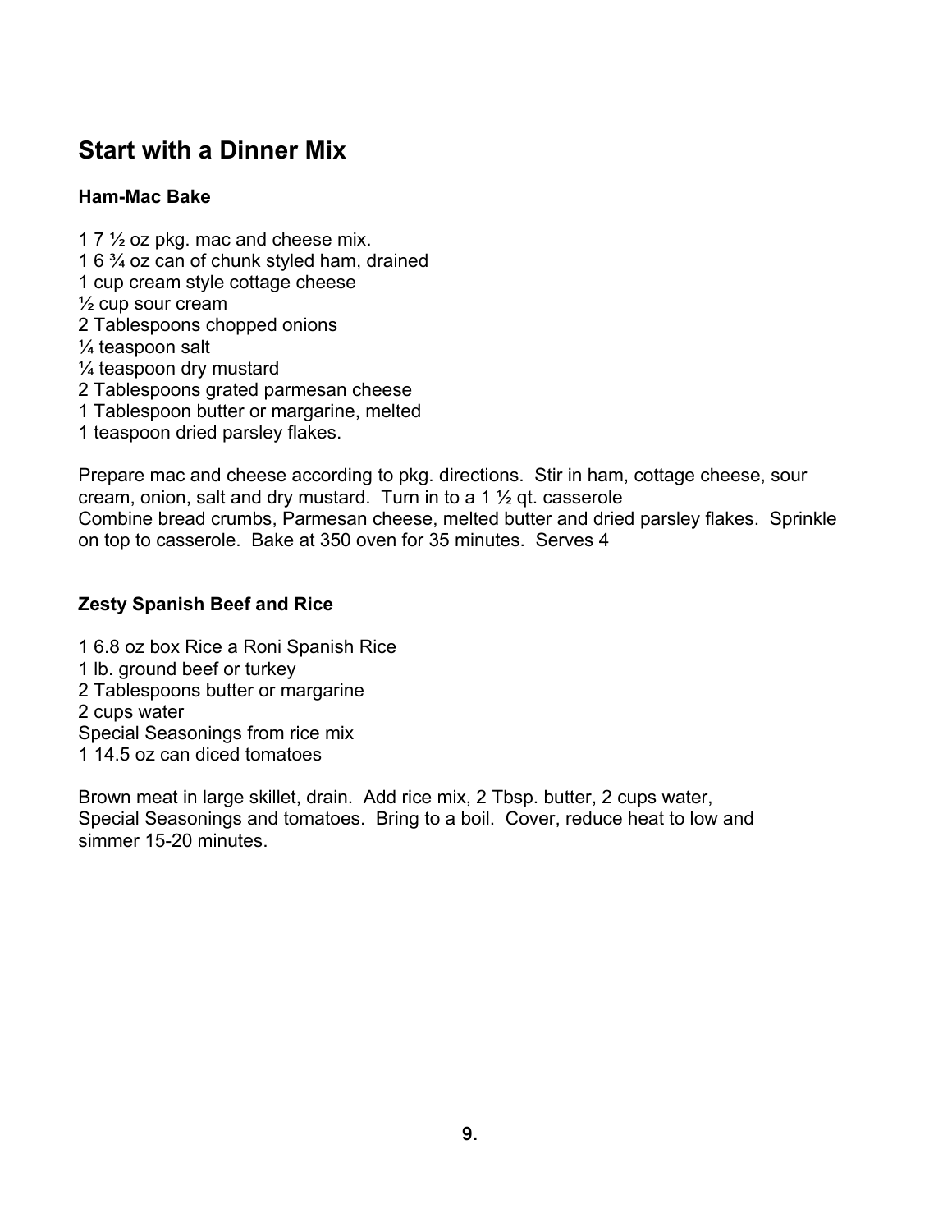## Start with a Dinner Mix

### Ham-Mac Bake

1 7 ½ oz pkg. mac and cheese mix.
1 6 ¾ oz can of chunk styled ham, drained
1 cup cream style cottage cheese
½ cup sour cream
2 Tablespoons chopped onions
¼ teaspoon salt
¼ teaspoon dry mustard
2 Tablespoons grated parmesan cheese
1 Tablespoon butter or margarine, melted
1 teaspoon dried parsley flakes.

Prepare mac and cheese according to pkg. directions. Stir in ham, cottage cheese, sour cream, onion, salt and dry mustard. Turn in to a 1 ½ qt. casserole
Combine bread crumbs, Parmesan cheese, melted butter and dried parsley flakes. Sprinkle on top to casserole. Bake at 350 oven for 35 minutes. Serves 4

### Zesty Spanish Beef and Rice

1 6.8 oz box Rice a Roni Spanish Rice
1 lb. ground beef or turkey
2 Tablespoons butter or margarine
2 cups water
Special Seasonings from rice mix
1 14.5 oz can diced tomatoes

Brown meat in large skillet, drain. Add rice mix, 2 Tbsp. butter, 2 cups water, Special Seasonings and tomatoes. Bring to a boil. Cover, reduce heat to low and simmer 15-20 minutes.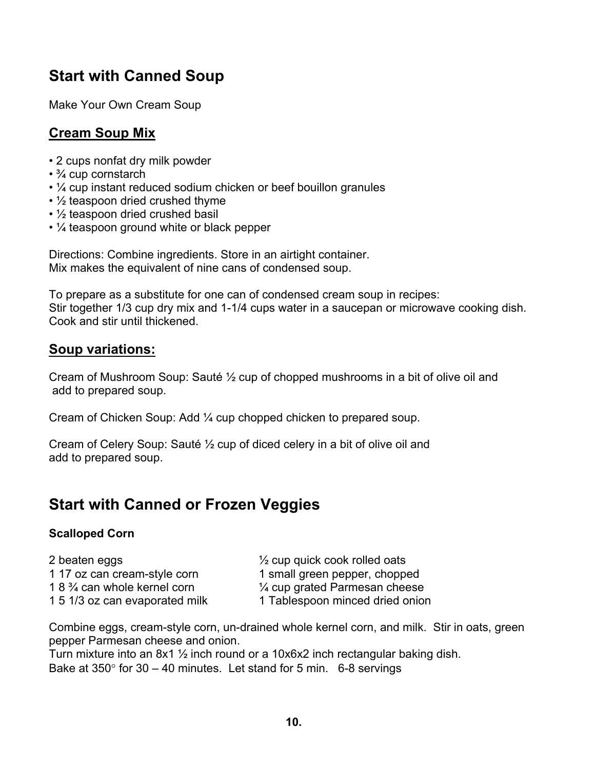## Start with Canned Soup

Make Your Own Cream Soup

### Cream Soup Mix

- 2 cups nonfat dry milk powder
- ¾ cup cornstarch
- ¼ cup instant reduced sodium chicken or beef bouillon granules
- ½ teaspoon dried crushed thyme
- ½ teaspoon dried crushed basil
- ¼ teaspoon ground white or black pepper

Directions: Combine ingredients. Store in an airtight container.
Mix makes the equivalent of nine cans of condensed soup.

To prepare as a substitute for one can of condensed cream soup in recipes:
Stir together 1/3 cup dry mix and 1-1/4 cups water in a saucepan or microwave cooking dish. Cook and stir until thickened.

### Soup variations:

Cream of Mushroom Soup: Sauté ½ cup of chopped mushrooms in a bit of olive oil and add to prepared soup.

Cream of Chicken Soup: Add ¼ cup chopped chicken to prepared soup.

Cream of Celery Soup: Sauté ½ cup of diced celery in a bit of olive oil and add to prepared soup.

## Start with Canned or Frozen Veggies

**Scalloped Corn**

2 beaten eggs
1 17 oz can cream-style corn
1 8 ¾ can whole kernel corn
1 5 1/3 oz can evaporated milk
½ cup quick cook rolled oats
1 small green pepper, chopped
¼ cup grated Parmesan cheese
1 Tablespoon minced dried onion

Combine eggs, cream-style corn, un-drained whole kernel corn, and milk. Stir in oats, green pepper Parmesan cheese and onion.
Turn mixture into an 8x1 ½ inch round or a 10x6x2 inch rectangular baking dish.
Bake at 350° for 30 – 40 minutes. Let stand for 5 min. 6-8 servings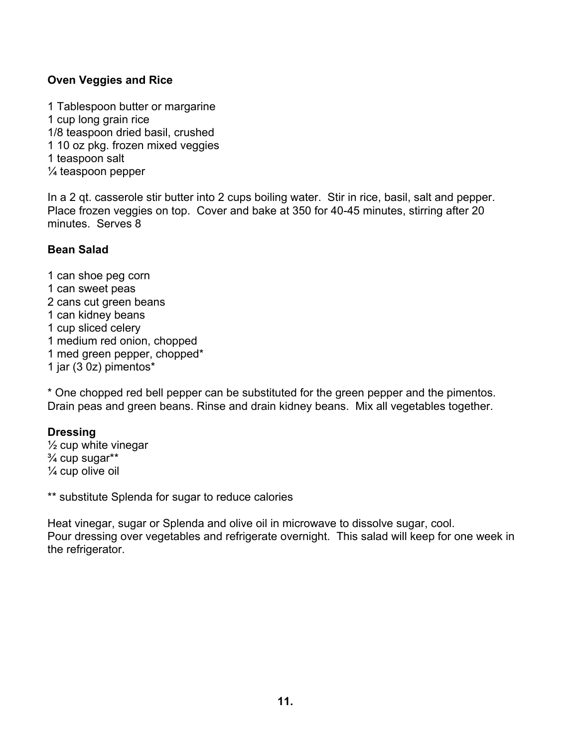**Oven Veggies and Rice**

1 Tablespoon butter or margarine
1 cup long grain rice
1/8 teaspoon dried basil, crushed
1 10 oz pkg. frozen mixed veggies
1 teaspoon salt
¼ teaspoon pepper

In a 2 qt. casserole stir butter into 2 cups boiling water. Stir in rice, basil, salt and pepper. Place frozen veggies on top. Cover and bake at 350 for 40-45 minutes, stirring after 20 minutes. Serves 8

**Bean Salad**

1 can shoe peg corn
1 can sweet peas
2 cans cut green beans
1 can kidney beans
1 cup sliced celery
1 medium red onion, chopped
1 med green pepper, chopped*
1 jar (3 0z) pimentos*

* One chopped red bell pepper can be substituted for the green pepper and the pimentos.
Drain peas and green beans. Rinse and drain kidney beans. Mix all vegetables together.

**Dressing**
½ cup white vinegar
¾ cup sugar**
¼ cup olive oil

** substitute Splenda for sugar to reduce calories

Heat vinegar, sugar or Splenda and olive oil in microwave to dissolve sugar, cool.
Pour dressing over vegetables and refrigerate overnight. This salad will keep for one week in the refrigerator.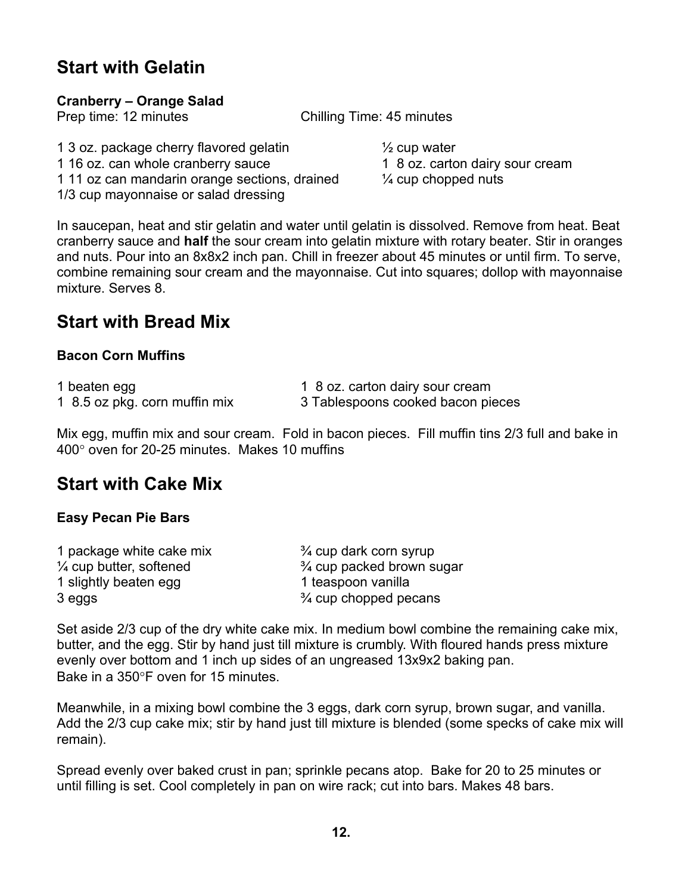## Start with Gelatin

**Cranberry – Orange Salad**

Prep time: 12 minutes    Chilling Time: 45 minutes

1 3 oz. package cherry flavored gelatin
1 16 oz. can whole cranberry sauce
1 11 oz can mandarin orange sections, drained
1/3 cup mayonnaise or salad dressing
½ cup water
1 8 oz. carton dairy sour cream
¼ cup chopped nuts

In saucepan, heat and stir gelatin and water until gelatin is dissolved. Remove from heat. Beat cranberry sauce and **half** the sour cream into gelatin mixture with rotary beater. Stir in oranges and nuts. Pour into an 8x8x2 inch pan. Chill in freezer about 45 minutes or until firm. To serve, combine remaining sour cream and the mayonnaise. Cut into squares; dollop with mayonnaise mixture. Serves 8.

## Start with Bread Mix

**Bacon Corn Muffins**

1 beaten egg
1 8.5 oz pkg. corn muffin mix
1 8 oz. carton dairy sour cream
3 Tablespoons cooked bacon pieces

Mix egg, muffin mix and sour cream. Fold in bacon pieces. Fill muffin tins 2/3 full and bake in 400° oven for 20-25 minutes. Makes 10 muffins

## Start with Cake Mix

**Easy Pecan Pie Bars**

1 package white cake mix
¼ cup butter, softened
1 slightly beaten egg
3 eggs
¾ cup dark corn syrup
¾ cup packed brown sugar
1 teaspoon vanilla
¾ cup chopped pecans

Set aside 2/3 cup of the dry white cake mix. In medium bowl combine the remaining cake mix, butter, and the egg. Stir by hand just till mixture is crumbly. With floured hands press mixture evenly over bottom and 1 inch up sides of an ungreased 13x9x2 baking pan.
Bake in a 350°F oven for 15 minutes.

Meanwhile, in a mixing bowl combine the 3 eggs, dark corn syrup, brown sugar, and vanilla. Add the 2/3 cup cake mix; stir by hand just till mixture is blended (some specks of cake mix will remain).

Spread evenly over baked crust in pan; sprinkle pecans atop. Bake for 20 to 25 minutes or until filling is set. Cool completely in pan on wire rack; cut into bars. Makes 48 bars.